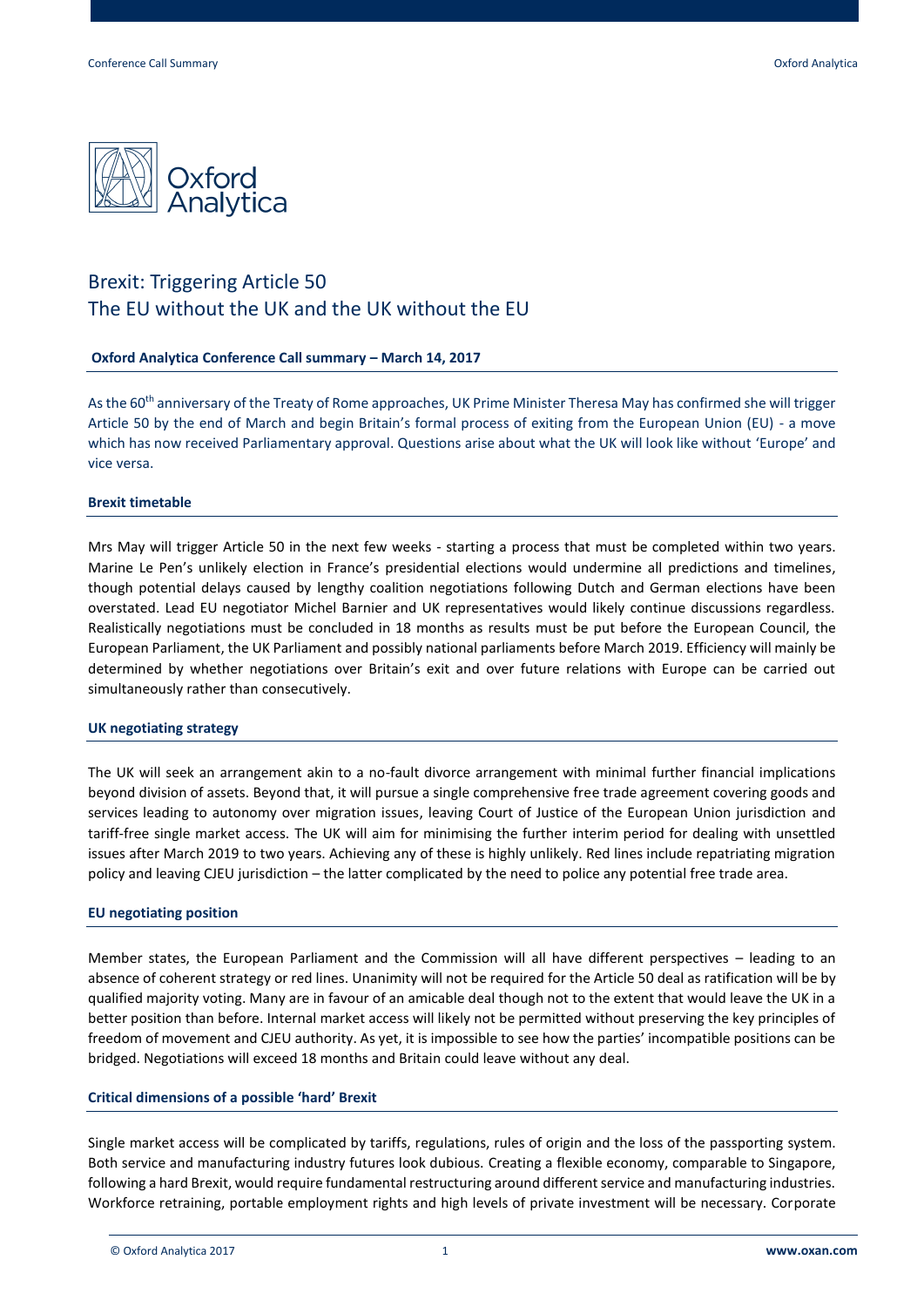# Brexit: Triggering Article 50
# The EU without the UK and the UK without the EU

**Oxford Analytica Conference Call summary – March 14, 2017**

As the 60th anniversary of the Treaty of Rome approaches, UK Prime Minister Theresa May has confirmed she will trigger Article 50 by the end of March and begin Britain's formal process of exiting from the European Union (EU) - a move which has now received Parliamentary approval. Questions arise about what the UK will look like without 'Europe' and vice versa.

## Brexit timetable

Mrs May will trigger Article 50 in the next few weeks - starting a process that must be completed within two years. Marine Le Pen's unlikely election in France's presidential elections would undermine all predictions and timelines, though potential delays caused by lengthy coalition negotiations following Dutch and German elections have been overstated. Lead EU negotiator Michel Barnier and UK representatives would likely continue discussions regardless. Realistically negotiations must be concluded in 18 months as results must be put before the European Council, the European Parliament, the UK Parliament and possibly national parliaments before March 2019. Efficiency will mainly be determined by whether negotiations over Britain's exit and over future relations with Europe can be carried out simultaneously rather than consecutively.

## UK negotiating strategy

The UK will seek an arrangement akin to a no-fault divorce arrangement with minimal further financial implications beyond division of assets. Beyond that, it will pursue a single comprehensive free trade agreement covering goods and services leading to autonomy over migration issues, leaving Court of Justice of the European Union jurisdiction and tariff-free single market access. The UK will aim for minimising the further interim period for dealing with unsettled issues after March 2019 to two years. Achieving any of these is highly unlikely. Red lines include repatriating migration policy and leaving CJEU jurisdiction – the latter complicated by the need to police any potential free trade area.

## EU negotiating position

Member states, the European Parliament and the Commission will all have different perspectives – leading to an absence of coherent strategy or red lines. Unanimity will not be required for the Article 50 deal as ratification will be by qualified majority voting. Many are in favour of an amicable deal though not to the extent that would leave the UK in a better position than before. Internal market access will likely not be permitted without preserving the key principles of freedom of movement and CJEU authority. As yet, it is impossible to see how the parties' incompatible positions can be bridged. Negotiations will exceed 18 months and Britain could leave without any deal.

## Critical dimensions of a possible 'hard' Brexit

Single market access will be complicated by tariffs, regulations, rules of origin and the loss of the passporting system. Both service and manufacturing industry futures look dubious. Creating a flexible economy, comparable to Singapore, following a hard Brexit, would require fundamental restructuring around different service and manufacturing industries. Workforce retraining, portable employment rights and high levels of private investment will be necessary. Corporate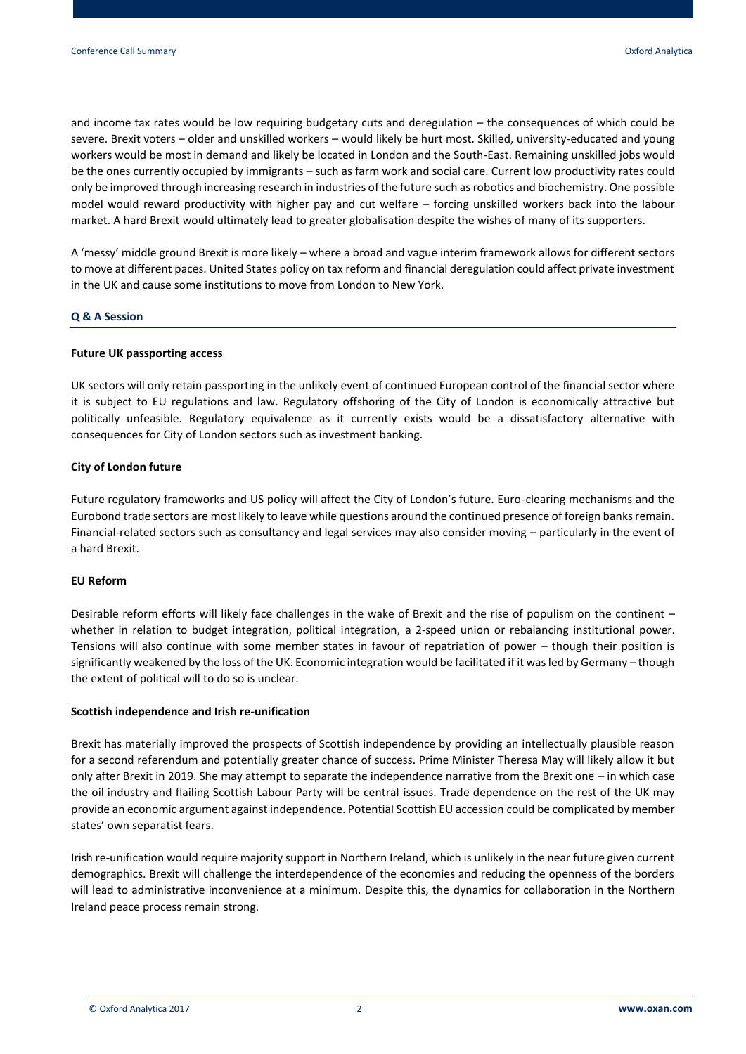and income tax rates would be low requiring budgetary cuts and deregulation – the consequences of which could be severe. Brexit voters – older and unskilled workers – would likely be hurt most. Skilled, university-educated and young workers would be most in demand and likely be located in London and the South-East. Remaining unskilled jobs would be the ones currently occupied by immigrants – such as farm work and social care. Current low productivity rates could only be improved through increasing research in industries of the future such as robotics and biochemistry. One possible model would reward productivity with higher pay and cut welfare – forcing unskilled workers back into the labour market. A hard Brexit would ultimately lead to greater globalisation despite the wishes of many of its supporters.

A 'messy' middle ground Brexit is more likely – where a broad and vague interim framework allows for different sectors to move at different paces. United States policy on tax reform and financial deregulation could affect private investment in the UK and cause some institutions to move from London to New York.

## Q & A Session

### Future UK passporting access

UK sectors will only retain passporting in the unlikely event of continued European control of the financial sector where it is subject to EU regulations and law. Regulatory offshoring of the City of London is economically attractive but politically unfeasible. Regulatory equivalence as it currently exists would be a dissatisfactory alternative with consequences for City of London sectors such as investment banking.

### City of London future

Future regulatory frameworks and US policy will affect the City of London's future. Euro-clearing mechanisms and the Eurobond trade sectors are most likely to leave while questions around the continued presence of foreign banks remain. Financial-related sectors such as consultancy and legal services may also consider moving – particularly in the event of a hard Brexit.

### EU Reform

Desirable reform efforts will likely face challenges in the wake of Brexit and the rise of populism on the continent – whether in relation to budget integration, political integration, a 2-speed union or rebalancing institutional power. Tensions will also continue with some member states in favour of repatriation of power – though their position is significantly weakened by the loss of the UK. Economic integration would be facilitated if it was led by Germany – though the extent of political will to do so is unclear.

### Scottish independence and Irish re-unification

Brexit has materially improved the prospects of Scottish independence by providing an intellectually plausible reason for a second referendum and potentially greater chance of success. Prime Minister Theresa May will likely allow it but only after Brexit in 2019. She may attempt to separate the independence narrative from the Brexit one – in which case the oil industry and flailing Scottish Labour Party will be central issues. Trade dependence on the rest of the UK may provide an economic argument against independence. Potential Scottish EU accession could be complicated by member states' own separatist fears.

Irish re-unification would require majority support in Northern Ireland, which is unlikely in the near future given current demographics. Brexit will challenge the interdependence of the economies and reducing the openness of the borders will lead to administrative inconvenience at a minimum. Despite this, the dynamics for collaboration in the Northern Ireland peace process remain strong.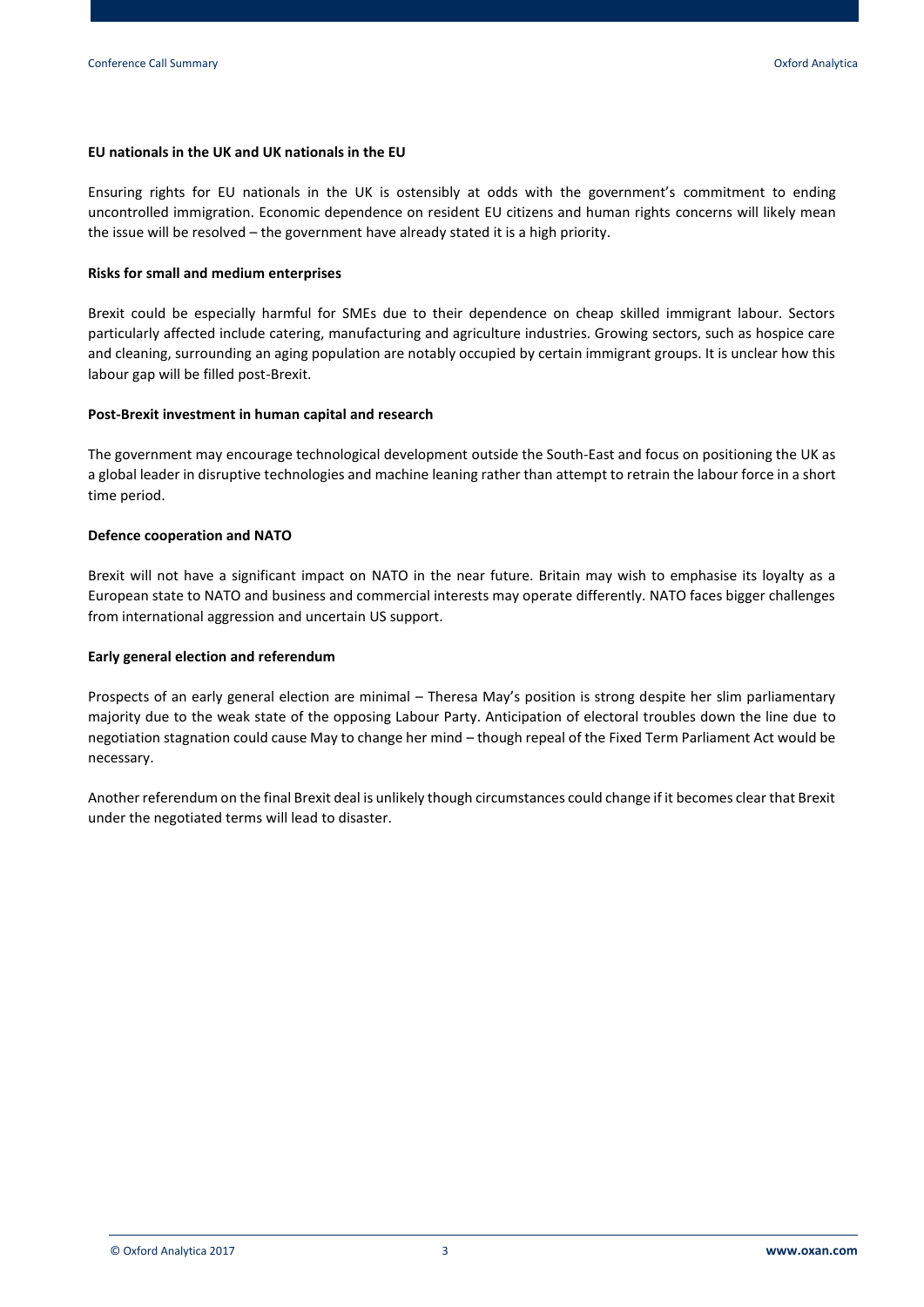**EU nationals in the UK and UK nationals in the EU**

Ensuring rights for EU nationals in the UK is ostensibly at odds with the government's commitment to ending uncontrolled immigration. Economic dependence on resident EU citizens and human rights concerns will likely mean the issue will be resolved – the government have already stated it is a high priority.

**Risks for small and medium enterprises**

Brexit could be especially harmful for SMEs due to their dependence on cheap skilled immigrant labour. Sectors particularly affected include catering, manufacturing and agriculture industries. Growing sectors, such as hospice care and cleaning, surrounding an aging population are notably occupied by certain immigrant groups. It is unclear how this labour gap will be filled post-Brexit.

**Post-Brexit investment in human capital and research**

The government may encourage technological development outside the South-East and focus on positioning the UK as a global leader in disruptive technologies and machine leaning rather than attempt to retrain the labour force in a short time period.

**Defence cooperation and NATO**

Brexit will not have a significant impact on NATO in the near future. Britain may wish to emphasise its loyalty as a European state to NATO and business and commercial interests may operate differently. NATO faces bigger challenges from international aggression and uncertain US support.

**Early general election and referendum**

Prospects of an early general election are minimal – Theresa May's position is strong despite her slim parliamentary majority due to the weak state of the opposing Labour Party. Anticipation of electoral troubles down the line due to negotiation stagnation could cause May to change her mind – though repeal of the Fixed Term Parliament Act would be necessary.

Another referendum on the final Brexit deal is unlikely though circumstances could change if it becomes clear that Brexit under the negotiated terms will lead to disaster.